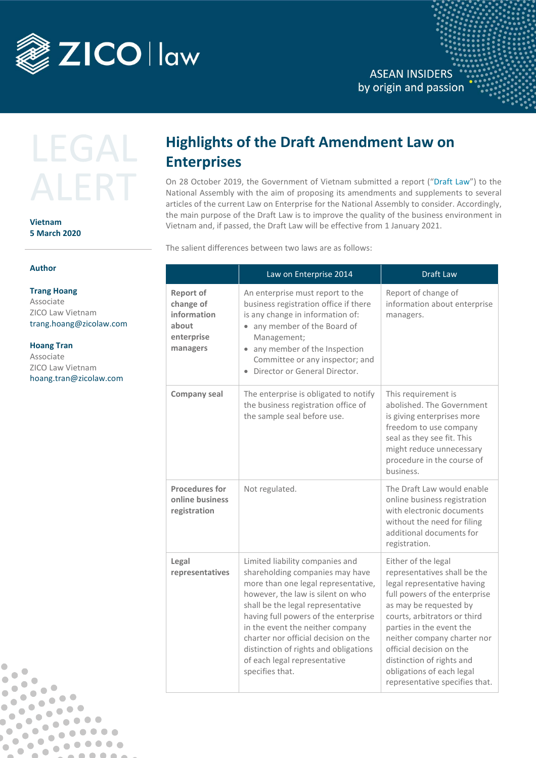ZICO | law

ASEAN INSIDERS
by origin and passion

LEGAL ALERT

**Vietnam**
**5 March 2020**

**Author**

**Trang Hoang**
Associate
ZICO Law Vietnam
trang.hoang@zicolaw.com

**Hoang Tran**
Associate
ZICO Law Vietnam
hoang.tran@zicolaw.com

# Highlights of the Draft Amendment Law on Enterprises

On 28 October 2019, the Government of Vietnam submitted a report ("Draft Law") to the National Assembly with the aim of proposing its amendments and supplements to several articles of the current Law on Enterprise for the National Assembly to consider. Accordingly, the main purpose of the Draft Law is to improve the quality of the business environment in Vietnam and, if passed, the Draft Law will be effective from 1 January 2021.

The salient differences between two laws are as follows:

| | Law on Enterprise 2014 | Draft Law |
|---|---|---|
| **Report of change of information about enterprise managers** | An enterprise must report to the business registration office if there is any change in information of:<br>• any member of the Board of Management;<br>• any member of the Inspection Committee or any inspector; and<br>• Director or General Director. | Report of change of information about enterprise managers. |
| **Company seal** | The enterprise is obligated to notify the business registration office of the sample seal before use. | This requirement is abolished. The Government is giving enterprises more freedom to use company seal as they see fit. This might reduce unnecessary procedure in the course of business. |
| **Procedures for online business registration** | Not regulated. | The Draft Law would enable online business registration with electronic documents without the need for filing additional documents for registration. |
| **Legal representatives** | Limited liability companies and shareholding companies may have more than one legal representative, however, the law is silent on who shall be the legal representative having full powers of the enterprise in the event the neither company charter nor official decision on the distinction of rights and obligations of each legal representative specifies that. | Either of the legal representatives shall be the legal representative having full powers of the enterprise as may be requested by courts, arbitrators or third parties in the event the neither company charter nor official decision on the distinction of rights and obligations of each legal representative specifies that. |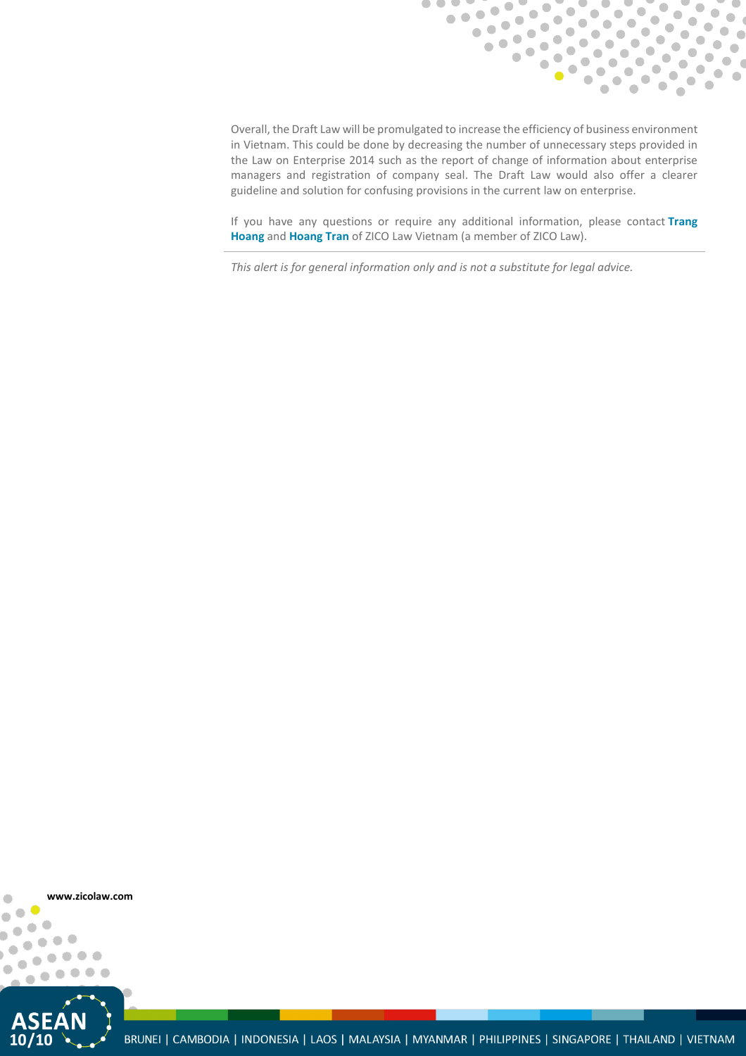Overall, the Draft Law will be promulgated to increase the efficiency of business environment in Vietnam. This could be done by decreasing the number of unnecessary steps provided in the Law on Enterprise 2014 such as the report of change of information about enterprise managers and registration of company seal. The Draft Law would also offer a clearer guideline and solution for confusing provisions in the current law on enterprise.

If you have any questions or require any additional information, please contact **Trang Hoang** and **Hoang Tran** of ZICO Law Vietnam (a member of ZICO Law).

---

*This alert is for general information only and is not a substitute for legal advice.*